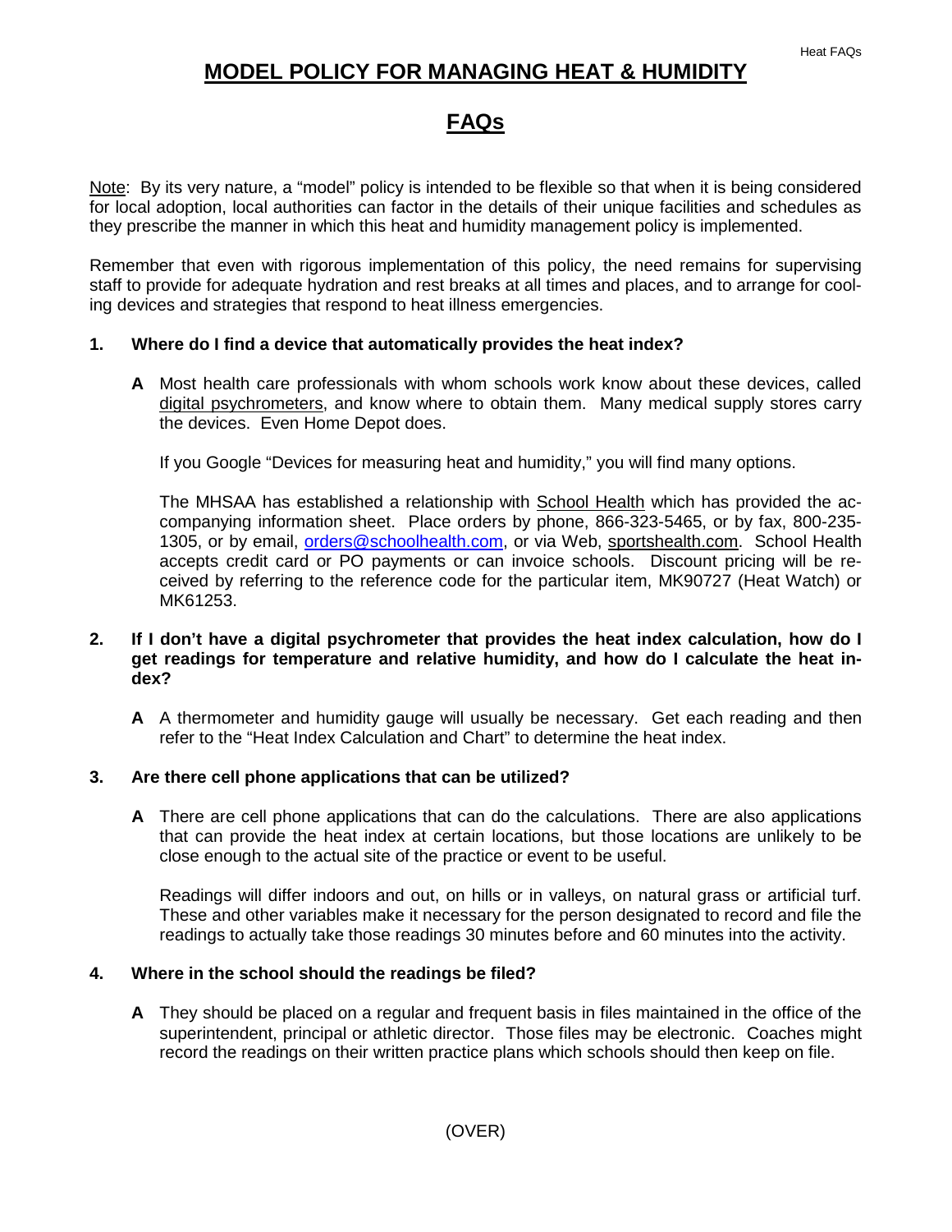# MODEL POLICY FOR MANAGING HEAT & HUMIDITY

## FAQs

Note: By its very nature, a "model" policy is intended to be flexible so that when it is being considered for local adoption, local authorities can factor in the details of their unique facilities and schedules as they prescribe the manner in which this heat and humidity management policy is implemented.

Remember that even with rigorous implementation of this policy, the need remains for supervising staff to provide for adequate hydration and rest breaks at all times and places, and to arrange for cooling devices and strategies that respond to heat illness emergencies.

**1. Where do I find a device that automatically provides the heat index?**

**A** Most health care professionals with whom schools work know about these devices, called digital psychrometers, and know where to obtain them. Many medical supply stores carry the devices. Even Home Depot does.

If you Google "Devices for measuring heat and humidity," you will find many options.

The MHSAA has established a relationship with School Health which has provided the accompanying information sheet. Place orders by phone, 866-323-5465, or by fax, 800-235-1305, or by email, orders@schoolhealth.com, or via Web, sportshealth.com. School Health accepts credit card or PO payments or can invoice schools. Discount pricing will be received by referring to the reference code for the particular item, MK90727 (Heat Watch) or MK61253.

**2. If I don't have a digital psychrometer that provides the heat index calculation, how do I get readings for temperature and relative humidity, and how do I calculate the heat index?**

**A** A thermometer and humidity gauge will usually be necessary. Get each reading and then refer to the "Heat Index Calculation and Chart" to determine the heat index.

**3. Are there cell phone applications that can be utilized?**

**A** There are cell phone applications that can do the calculations. There are also applications that can provide the heat index at certain locations, but those locations are unlikely to be close enough to the actual site of the practice or event to be useful.

Readings will differ indoors and out, on hills or in valleys, on natural grass or artificial turf. These and other variables make it necessary for the person designated to record and file the readings to actually take those readings 30 minutes before and 60 minutes into the activity.

**4. Where in the school should the readings be filed?**

**A** They should be placed on a regular and frequent basis in files maintained in the office of the superintendent, principal or athletic director. Those files may be electronic. Coaches might record the readings on their written practice plans which schools should then keep on file.

(OVER)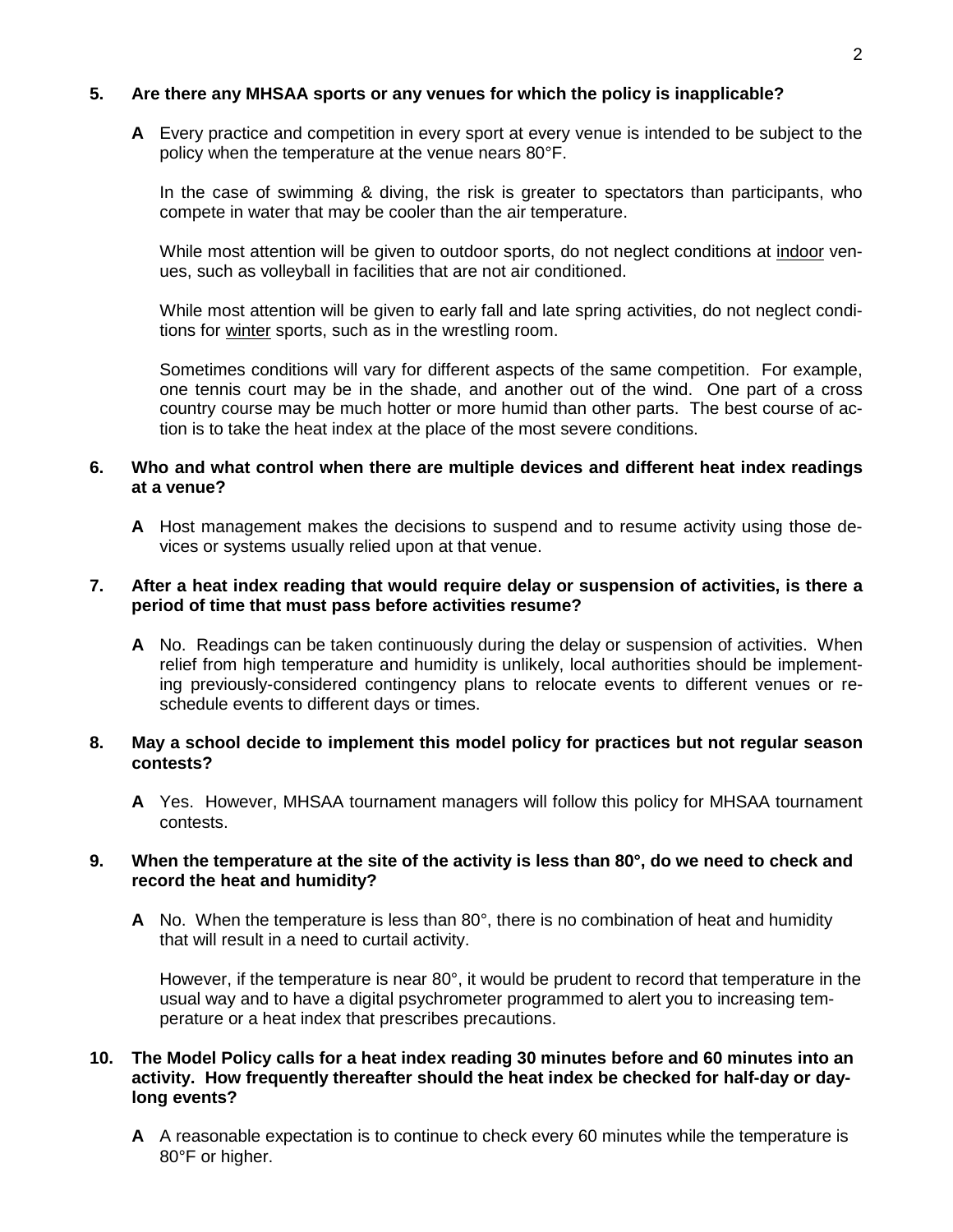**5. Are there any MHSAA sports or any venues for which the policy is inapplicable?**

**A** Every practice and competition in every sport at every venue is intended to be subject to the policy when the temperature at the venue nears 80°F.

In the case of swimming & diving, the risk is greater to spectators than participants, who compete in water that may be cooler than the air temperature.

While most attention will be given to outdoor sports, do not neglect conditions at indoor venues, such as volleyball in facilities that are not air conditioned.

While most attention will be given to early fall and late spring activities, do not neglect conditions for winter sports, such as in the wrestling room.

Sometimes conditions will vary for different aspects of the same competition. For example, one tennis court may be in the shade, and another out of the wind. One part of a cross country course may be much hotter or more humid than other parts. The best course of action is to take the heat index at the place of the most severe conditions.

**6. Who and what control when there are multiple devices and different heat index readings at a venue?**

**A** Host management makes the decisions to suspend and to resume activity using those devices or systems usually relied upon at that venue.

**7. After a heat index reading that would require delay or suspension of activities, is there a period of time that must pass before activities resume?**

**A** No. Readings can be taken continuously during the delay or suspension of activities. When relief from high temperature and humidity is unlikely, local authorities should be implementing previously-considered contingency plans to relocate events to different venues or reschedule events to different days or times.

**8. May a school decide to implement this model policy for practices but not regular season contests?**

**A** Yes. However, MHSAA tournament managers will follow this policy for MHSAA tournament contests.

**9. When the temperature at the site of the activity is less than 80°, do we need to check and record the heat and humidity?**

**A** No. When the temperature is less than 80°, there is no combination of heat and humidity that will result in a need to curtail activity.

However, if the temperature is near 80°, it would be prudent to record that temperature in the usual way and to have a digital psychrometer programmed to alert you to increasing temperature or a heat index that prescribes precautions.

**10. The Model Policy calls for a heat index reading 30 minutes before and 60 minutes into an activity. How frequently thereafter should the heat index be checked for half-day or day-long events?**

**A** A reasonable expectation is to continue to check every 60 minutes while the temperature is 80°F or higher.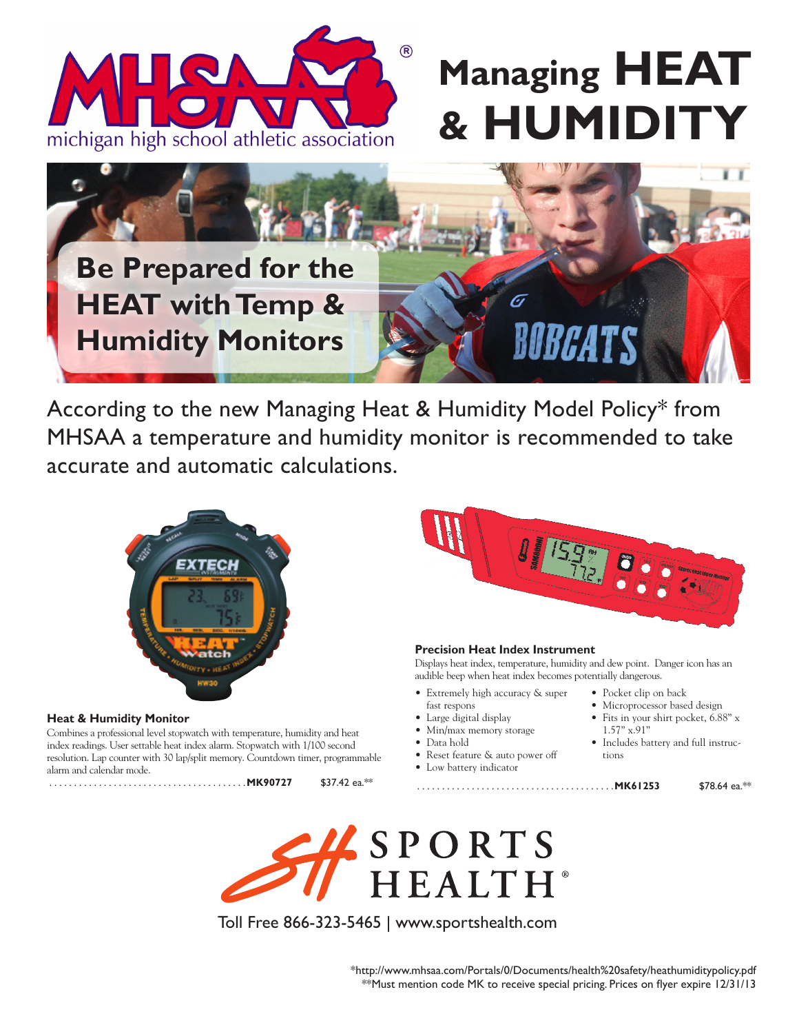michigan high school athletic association

# Managing HEAT & HUMIDITY

## Be Prepared for the HEAT with Temp & Humidity Monitors

According to the new Managing Heat & Humidity Model Policy* from MHSAA a temperature and humidity monitor is recommended to take accurate and automatic calculations.

### Heat & Humidity Monitor

Combines a professional level stopwatch with temperature, humidity and heat index readings. User settable heat index alarm. Stopwatch with 1/100 second resolution. Lap counter with 30 lap/split memory. Countdown timer, programmable alarm and calendar mode.

........................................**MK90727** $37.42 ea.**

### Precision Heat Index Instrument

Displays heat index, temperature, humidity and dew point. Danger icon has an audible beep when heat index becomes potentially dangerous.

- Extremely high accuracy & super fast respons
- Large digital display
- Min/max memory storage
- Data hold
- Reset feature & auto power off
- Low battery indicator
- Pocket clip on back
- Microprocessor based design
- Fits in your shirt pocket, 6.88" x 1.57" x.91"
- Includes battery and full instructions

........................................**MK61253** $78.64 ea.**

SPORTS HEALTH®

Toll Free 866-323-5465 | www.sportshealth.com

*http://www.mhsaa.com/Portals/0/Documents/health%20safety/heathumiditypolicy.pdf
**Must mention code MK to receive special pricing. Prices on flyer expire 12/31/13